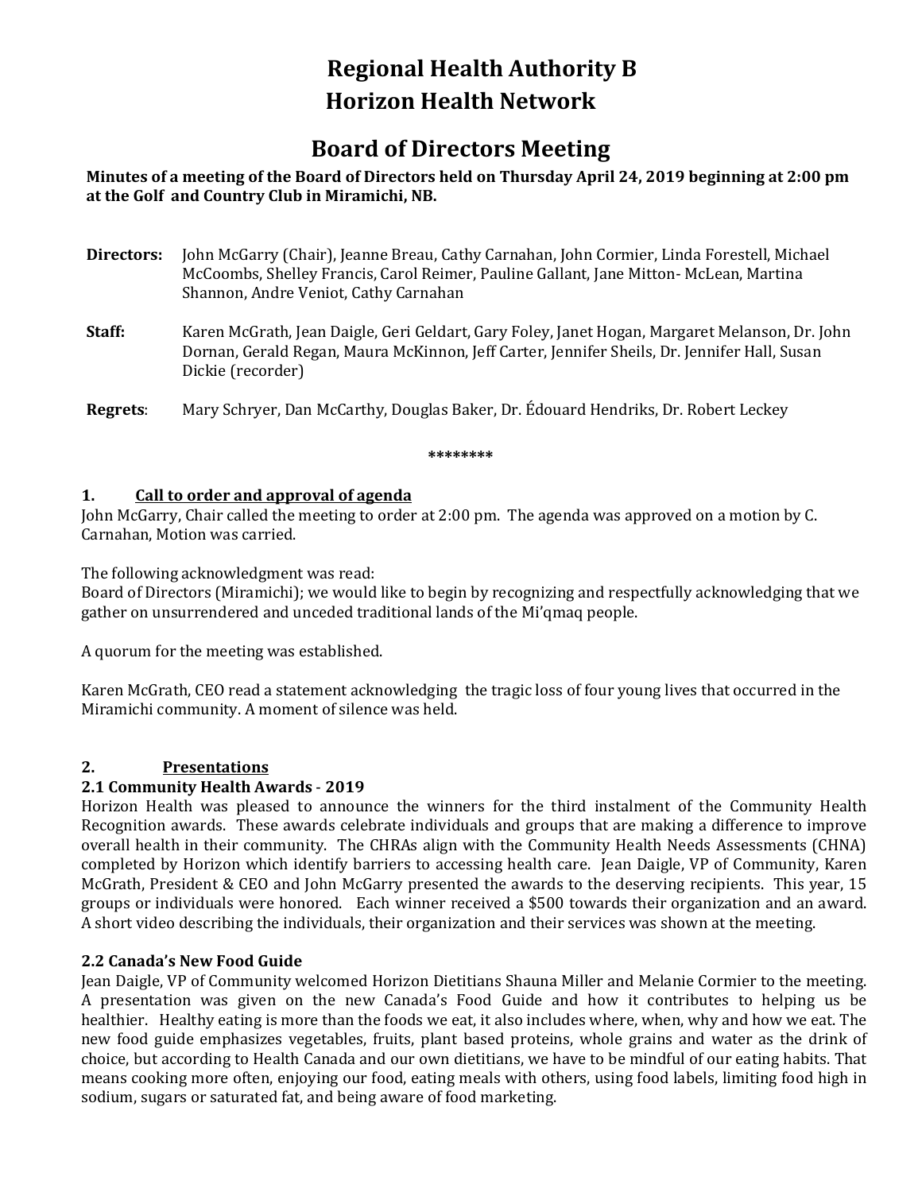# Regional Health Authority B
# Horizon Health Network

## Board of Directors Meeting

**Minutes of a meeting of the Board of Directors held on Thursday April 24, 2019 beginning at 2:00 pm at the Golf and Country Club in Miramichi, NB.**

**Directors:** John McGarry (Chair), Jeanne Breau, Cathy Carnahan, John Cormier, Linda Forestell, Michael McCoombs, Shelley Francis, Carol Reimer, Pauline Gallant, Jane Mitton- McLean, Martina Shannon, Andre Veniot, Cathy Carnahan

**Staff:** Karen McGrath, Jean Daigle, Geri Geldart, Gary Foley, Janet Hogan, Margaret Melanson, Dr. John Dornan, Gerald Regan, Maura McKinnon, Jeff Carter, Jennifer Sheils, Dr. Jennifer Hall, Susan Dickie (recorder)

**Regrets**: Mary Schryer, Dan McCarthy, Douglas Baker, Dr. Édouard Hendriks, Dr. Robert Leckey

********

### 1. Call to order and approval of agenda

John McGarry, Chair called the meeting to order at 2:00 pm. The agenda was approved on a motion by C. Carnahan, Motion was carried.

The following acknowledgment was read:
Board of Directors (Miramichi); we would like to begin by recognizing and respectfully acknowledging that we gather on unsurrendered and unceded traditional lands of the Mi'qmaq people.

A quorum for the meeting was established.

Karen McGrath, CEO read a statement acknowledging the tragic loss of four young lives that occurred in the Miramichi community. A moment of silence was held.

### 2. Presentations

#### 2.1 Community Health Awards - 2019

Horizon Health was pleased to announce the winners for the third instalment of the Community Health Recognition awards. These awards celebrate individuals and groups that are making a difference to improve overall health in their community. The CHRAs align with the Community Health Needs Assessments (CHNA) completed by Horizon which identify barriers to accessing health care. Jean Daigle, VP of Community, Karen McGrath, President & CEO and John McGarry presented the awards to the deserving recipients. This year, 15 groups or individuals were honored. Each winner received a $500 towards their organization and an award. A short video describing the individuals, their organization and their services was shown at the meeting.

#### 2.2 Canada's New Food Guide

Jean Daigle, VP of Community welcomed Horizon Dietitians Shauna Miller and Melanie Cormier to the meeting. A presentation was given on the new Canada's Food Guide and how it contributes to helping us be healthier. Healthy eating is more than the foods we eat, it also includes where, when, why and how we eat. The new food guide emphasizes vegetables, fruits, plant based proteins, whole grains and water as the drink of choice, but according to Health Canada and our own dietitians, we have to be mindful of our eating habits. That means cooking more often, enjoying our food, eating meals with others, using food labels, limiting food high in sodium, sugars or saturated fat, and being aware of food marketing.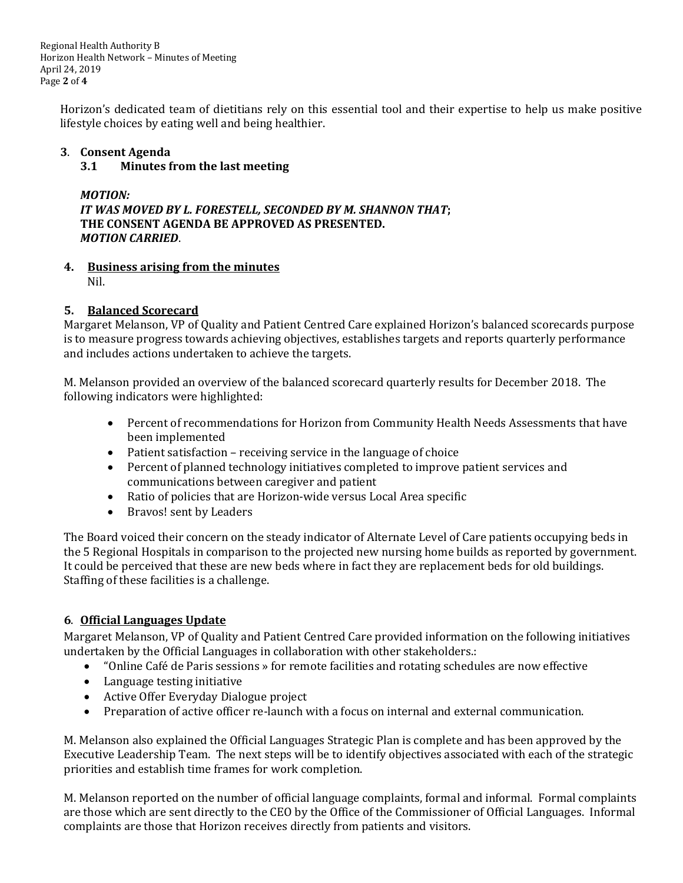Horizon's dedicated team of dietitians rely on this essential tool and their expertise to help us make positive lifestyle choices by eating well and being healthier.

**3. Consent Agenda**

**3.1 Minutes from the last meeting**

***MOTION:***
***IT WAS MOVED BY L. FORESTELL, SECONDED BY M. SHANNON THAT*;**
**THE CONSENT AGENDA BE APPROVED AS PRESENTED.**
***MOTION CARRIED*.**

**4. <u>Business arising from the minutes</u>**

Nil.

**5. <u>Balanced Scorecard</u>**

Margaret Melanson, VP of Quality and Patient Centred Care explained Horizon's balanced scorecards purpose is to measure progress towards achieving objectives, establishes targets and reports quarterly performance and includes actions undertaken to achieve the targets.

M. Melanson provided an overview of the balanced scorecard quarterly results for December 2018. The following indicators were highlighted:

- Percent of recommendations for Horizon from Community Health Needs Assessments that have been implemented
- Patient satisfaction – receiving service in the language of choice
- Percent of planned technology initiatives completed to improve patient services and communications between caregiver and patient
- Ratio of policies that are Horizon-wide versus Local Area specific
- Bravos! sent by Leaders

The Board voiced their concern on the steady indicator of Alternate Level of Care patients occupying beds in the 5 Regional Hospitals in comparison to the projected new nursing home builds as reported by government. It could be perceived that these are new beds where in fact they are replacement beds for old buildings. Staffing of these facilities is a challenge.

**6. <u>Official Languages Update</u>**

Margaret Melanson, VP of Quality and Patient Centred Care provided information on the following initiatives undertaken by the Official Languages in collaboration with other stakeholders.:

- "Online Café de Paris sessions » for remote facilities and rotating schedules are now effective
- Language testing initiative
- Active Offer Everyday Dialogue project
- Preparation of active officer re-launch with a focus on internal and external communication.

M. Melanson also explained the Official Languages Strategic Plan is complete and has been approved by the Executive Leadership Team. The next steps will be to identify objectives associated with each of the strategic priorities and establish time frames for work completion.

M. Melanson reported on the number of official language complaints, formal and informal. Formal complaints are those which are sent directly to the CEO by the Office of the Commissioner of Official Languages. Informal complaints are those that Horizon receives directly from patients and visitors.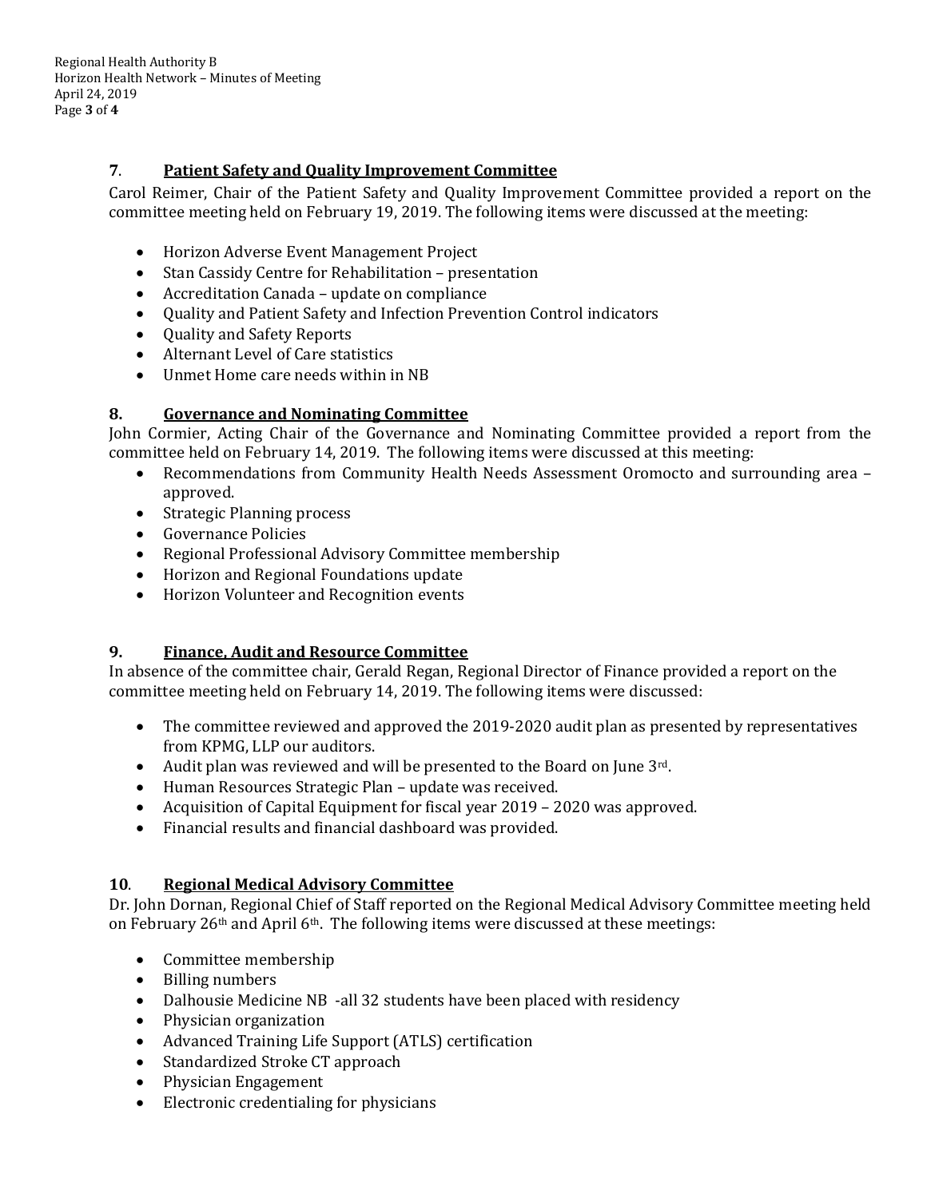## 7. Patient Safety and Quality Improvement Committee

Carol Reimer, Chair of the Patient Safety and Quality Improvement Committee provided a report on the committee meeting held on February 19, 2019. The following items were discussed at the meeting:

- Horizon Adverse Event Management Project
- Stan Cassidy Centre for Rehabilitation – presentation
- Accreditation Canada – update on compliance
- Quality and Patient Safety and Infection Prevention Control indicators
- Quality and Safety Reports
- Alternant Level of Care statistics
- Unmet Home care needs within in NB

## 8. Governance and Nominating Committee

John Cormier, Acting Chair of the Governance and Nominating Committee provided a report from the committee held on February 14, 2019. The following items were discussed at this meeting:

- Recommendations from Community Health Needs Assessment Oromocto and surrounding area – approved.
- Strategic Planning process
- Governance Policies
- Regional Professional Advisory Committee membership
- Horizon and Regional Foundations update
- Horizon Volunteer and Recognition events

## 9. Finance, Audit and Resource Committee

In absence of the committee chair, Gerald Regan, Regional Director of Finance provided a report on the committee meeting held on February 14, 2019. The following items were discussed:

- The committee reviewed and approved the 2019-2020 audit plan as presented by representatives from KPMG, LLP our auditors.
- Audit plan was reviewed and will be presented to the Board on June 3rd.
- Human Resources Strategic Plan – update was received.
- Acquisition of Capital Equipment for fiscal year 2019 – 2020 was approved.
- Financial results and financial dashboard was provided.

## 10. Regional Medical Advisory Committee

Dr. John Dornan, Regional Chief of Staff reported on the Regional Medical Advisory Committee meeting held on February 26th and April 6th. The following items were discussed at these meetings:

- Committee membership
- Billing numbers
- Dalhousie Medicine NB -all 32 students have been placed with residency
- Physician organization
- Advanced Training Life Support (ATLS) certification
- Standardized Stroke CT approach
- Physician Engagement
- Electronic credentialing for physicians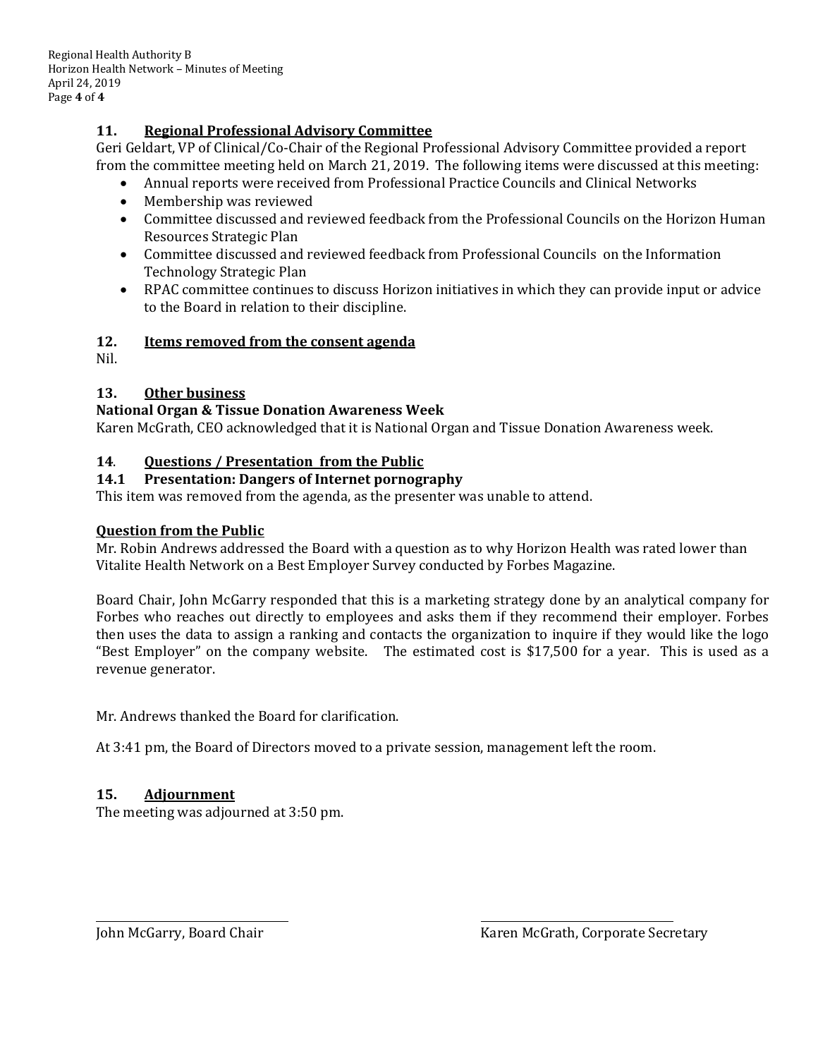## 11. Regional Professional Advisory Committee

Geri Geldart, VP of Clinical/Co-Chair of the Regional Professional Advisory Committee provided a report from the committee meeting held on March 21, 2019. The following items were discussed at this meeting:

- Annual reports were received from Professional Practice Councils and Clinical Networks
- Membership was reviewed
- Committee discussed and reviewed feedback from the Professional Councils on the Horizon Human Resources Strategic Plan
- Committee discussed and reviewed feedback from Professional Councils on the Information Technology Strategic Plan
- RPAC committee continues to discuss Horizon initiatives in which they can provide input or advice to the Board in relation to their discipline.

## 12. Items removed from the consent agenda

Nil.

## 13. Other business

**National Organ & Tissue Donation Awareness Week**

Karen McGrath, CEO acknowledged that it is National Organ and Tissue Donation Awareness week.

## 14. Questions / Presentation from the Public

### 14.1 Presentation: Dangers of Internet pornography

This item was removed from the agenda, as the presenter was unable to attend.

**Question from the Public**

Mr. Robin Andrews addressed the Board with a question as to why Horizon Health was rated lower than Vitalite Health Network on a Best Employer Survey conducted by Forbes Magazine.

Board Chair, John McGarry responded that this is a marketing strategy done by an analytical company for Forbes who reaches out directly to employees and asks them if they recommend their employer. Forbes then uses the data to assign a ranking and contacts the organization to inquire if they would like the logo "Best Employer" on the company website. The estimated cost is $17,500 for a year. This is used as a revenue generator.

Mr. Andrews thanked the Board for clarification.

At 3:41 pm, the Board of Directors moved to a private session, management left the room.

## 15. Adjournment

The meeting was adjourned at 3:50 pm.

John McGarry, Board Chair

Karen McGrath, Corporate Secretary